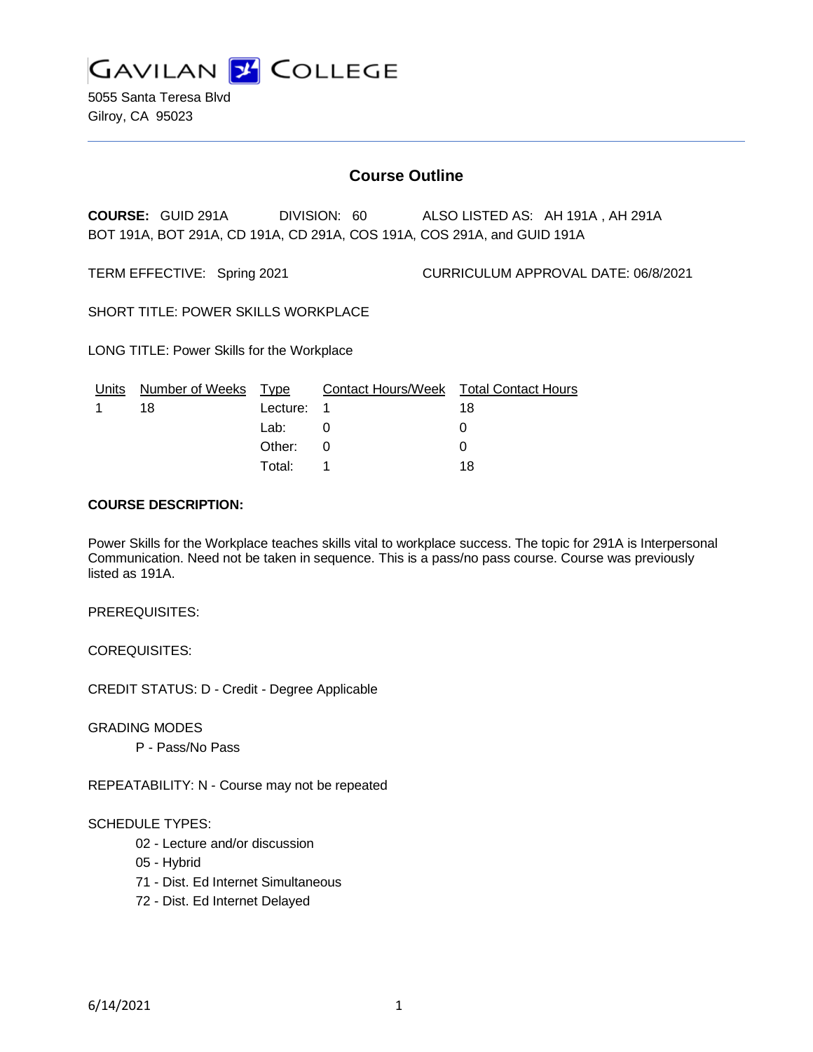# GAVILAN COLLEGE

5055 Santa Teresa Blvd
Gilroy, CA 95023

## Course Outline

**COURSE:** GUID 291A DIVISION: 60 ALSO LISTED AS: AH 191A , AH 291A BOT 191A, BOT 291A, CD 191A, CD 291A, COS 191A, COS 291A, and GUID 191A

TERM EFFECTIVE: Spring 2021 CURRICULUM APPROVAL DATE: 06/8/2021

SHORT TITLE: POWER SKILLS WORKPLACE

LONG TITLE: Power Skills for the Workplace

| Units | Number of Weeks | Type | Contact Hours/Week | Total Contact Hours |
|---|---|---|---|---|
| 1 | 18 | Lecture: | 1 | 18 |
| | | Lab: | 0 | 0 |
| | | Other: | 0 | 0 |
| | | Total: | 1 | 18 |

**COURSE DESCRIPTION:**

Power Skills for the Workplace teaches skills vital to workplace success. The topic for 291A is Interpersonal Communication. Need not be taken in sequence. This is a pass/no pass course. Course was previously listed as 191A.

PREREQUISITES:

COREQUISITES:

CREDIT STATUS: D - Credit - Degree Applicable

GRADING MODES

P - Pass/No Pass

REPEATABILITY: N - Course may not be repeated

SCHEDULE TYPES:

02 - Lecture and/or discussion
05 - Hybrid
71 - Dist. Ed Internet Simultaneous
72 - Dist. Ed Internet Delayed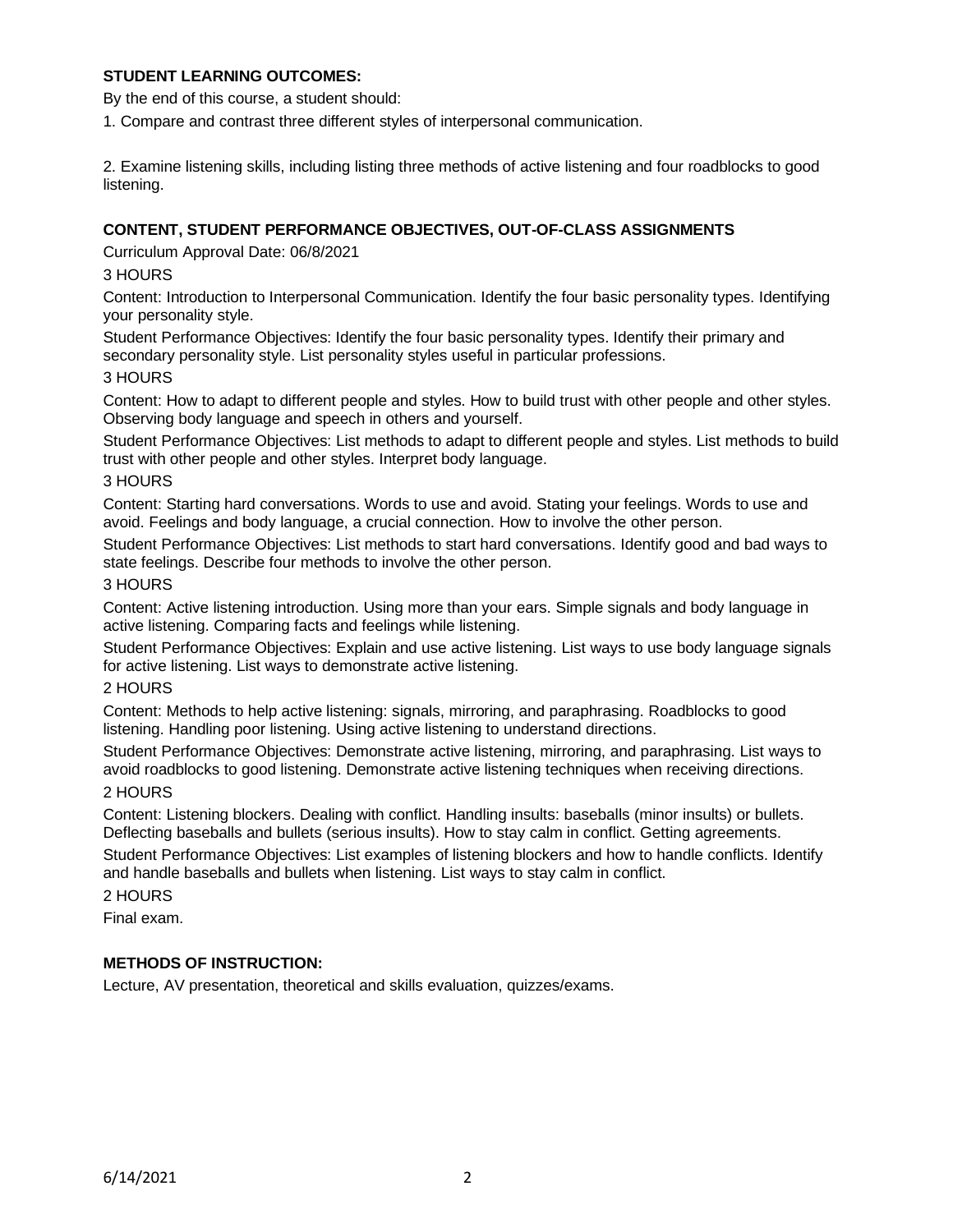**STUDENT LEARNING OUTCOMES:**

By the end of this course, a student should:

1. Compare and contrast three different styles of interpersonal communication.

2. Examine listening skills, including listing three methods of active listening and four roadblocks to good listening.

**CONTENT, STUDENT PERFORMANCE OBJECTIVES, OUT-OF-CLASS ASSIGNMENTS**

Curriculum Approval Date: 06/8/2021

3 HOURS

Content: Introduction to Interpersonal Communication. Identify the four basic personality types. Identifying your personality style.

Student Performance Objectives: Identify the four basic personality types. Identify their primary and secondary personality style. List personality styles useful in particular professions.

3 HOURS

Content: How to adapt to different people and styles. How to build trust with other people and other styles. Observing body language and speech in others and yourself.

Student Performance Objectives: List methods to adapt to different people and styles. List methods to build trust with other people and other styles. Interpret body language.

3 HOURS

Content: Starting hard conversations. Words to use and avoid. Stating your feelings. Words to use and avoid. Feelings and body language, a crucial connection. How to involve the other person.

Student Performance Objectives: List methods to start hard conversations. Identify good and bad ways to state feelings. Describe four methods to involve the other person.

3 HOURS

Content: Active listening introduction. Using more than your ears. Simple signals and body language in active listening. Comparing facts and feelings while listening.

Student Performance Objectives: Explain and use active listening. List ways to use body language signals for active listening. List ways to demonstrate active listening.

2 HOURS

Content: Methods to help active listening: signals, mirroring, and paraphrasing. Roadblocks to good listening. Handling poor listening. Using active listening to understand directions.

Student Performance Objectives: Demonstrate active listening, mirroring, and paraphrasing. List ways to avoid roadblocks to good listening. Demonstrate active listening techniques when receiving directions.

2 HOURS

Content: Listening blockers. Dealing with conflict. Handling insults: baseballs (minor insults) or bullets. Deflecting baseballs and bullets (serious insults). How to stay calm in conflict. Getting agreements.

Student Performance Objectives: List examples of listening blockers and how to handle conflicts. Identify and handle baseballs and bullets when listening. List ways to stay calm in conflict.

2 HOURS

Final exam.

**METHODS OF INSTRUCTION:**

Lecture, AV presentation, theoretical and skills evaluation, quizzes/exams.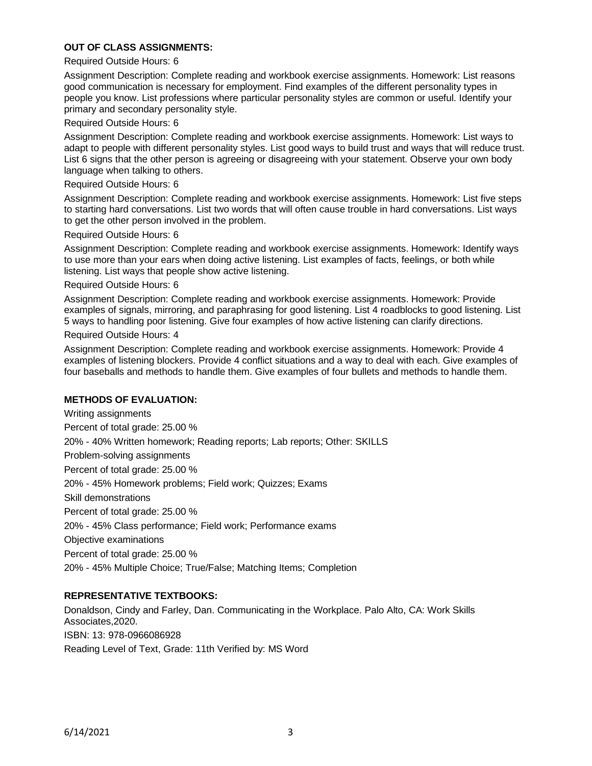**OUT OF CLASS ASSIGNMENTS:**

Required Outside Hours: 6

Assignment Description: Complete reading and workbook exercise assignments. Homework: List reasons good communication is necessary for employment. Find examples of the different personality types in people you know. List professions where particular personality styles are common or useful. Identify your primary and secondary personality style.

Required Outside Hours: 6

Assignment Description: Complete reading and workbook exercise assignments. Homework: List ways to adapt to people with different personality styles. List good ways to build trust and ways that will reduce trust. List 6 signs that the other person is agreeing or disagreeing with your statement. Observe your own body language when talking to others.

Required Outside Hours: 6

Assignment Description: Complete reading and workbook exercise assignments. Homework: List five steps to starting hard conversations. List two words that will often cause trouble in hard conversations. List ways to get the other person involved in the problem.

Required Outside Hours: 6

Assignment Description: Complete reading and workbook exercise assignments. Homework: Identify ways to use more than your ears when doing active listening. List examples of facts, feelings, or both while listening. List ways that people show active listening.

Required Outside Hours: 6

Assignment Description: Complete reading and workbook exercise assignments. Homework: Provide examples of signals, mirroring, and paraphrasing for good listening. List 4 roadblocks to good listening. List 5 ways to handling poor listening. Give four examples of how active listening can clarify directions.

Required Outside Hours: 4

Assignment Description: Complete reading and workbook exercise assignments. Homework: Provide 4 examples of listening blockers. Provide 4 conflict situations and a way to deal with each. Give examples of four baseballs and methods to handle them. Give examples of four bullets and methods to handle them.

**METHODS OF EVALUATION:**

Writing assignments

Percent of total grade: 25.00 %

20% - 40% Written homework; Reading reports; Lab reports; Other: SKILLS

Problem-solving assignments

Percent of total grade: 25.00 %

20% - 45% Homework problems; Field work; Quizzes; Exams

Skill demonstrations

Percent of total grade: 25.00 %

20% - 45% Class performance; Field work; Performance exams

Objective examinations

Percent of total grade: 25.00 %

20% - 45% Multiple Choice; True/False; Matching Items; Completion

**REPRESENTATIVE TEXTBOOKS:**

Donaldson, Cindy and Farley, Dan. Communicating in the Workplace. Palo Alto, CA: Work Skills Associates,2020.

ISBN: 13: 978-0966086928

Reading Level of Text, Grade: 11th Verified by: MS Word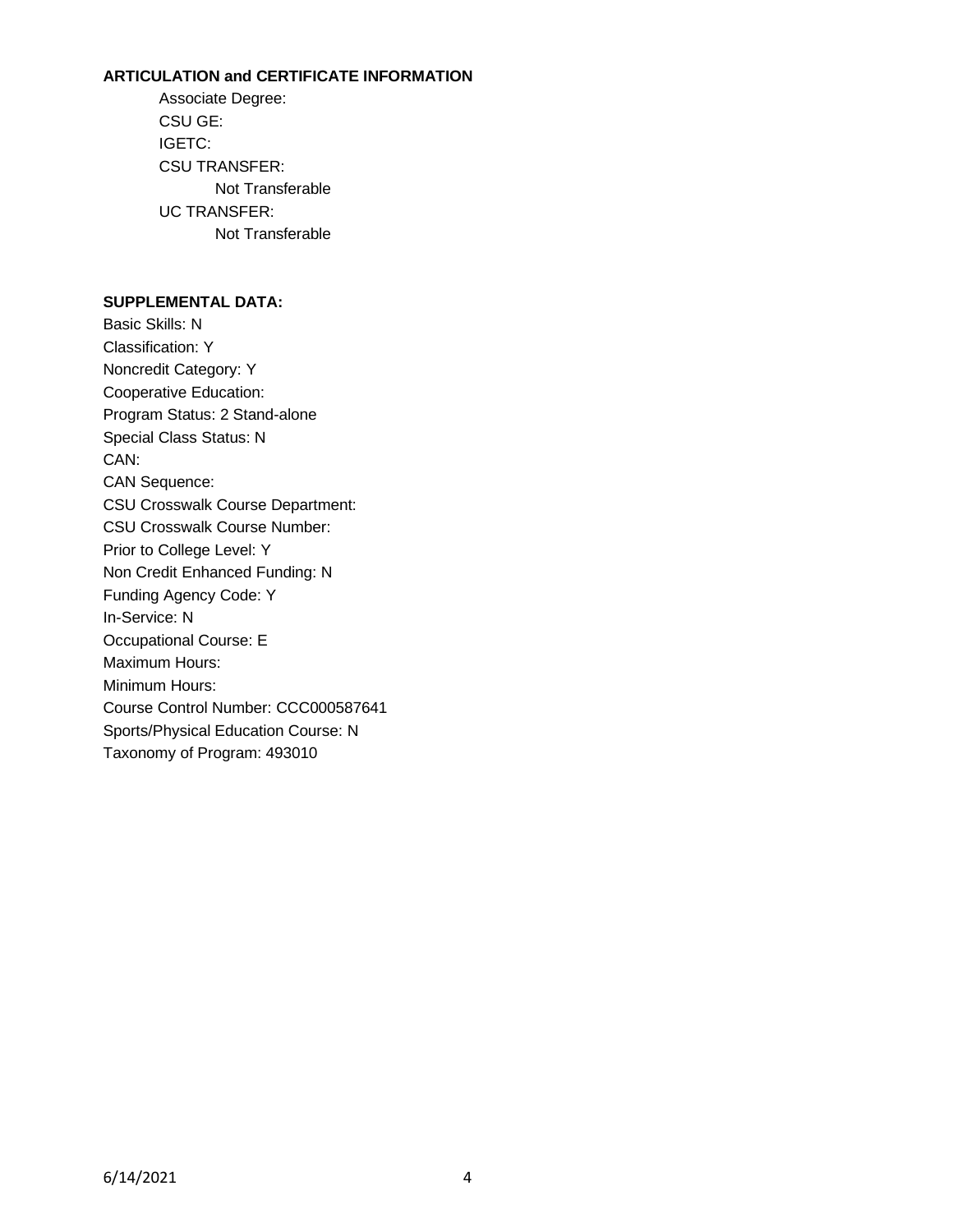**ARTICULATION and CERTIFICATE INFORMATION**

Associate Degree:
CSU GE:
IGETC:
CSU TRANSFER:
Not Transferable
UC TRANSFER:
Not Transferable

**SUPPLEMENTAL DATA:**

Basic Skills: N
Classification: Y
Noncredit Category: Y
Cooperative Education:
Program Status: 2 Stand-alone
Special Class Status: N
CAN:
CAN Sequence:
CSU Crosswalk Course Department:
CSU Crosswalk Course Number:
Prior to College Level: Y
Non Credit Enhanced Funding: N
Funding Agency Code: Y
In-Service: N
Occupational Course: E
Maximum Hours:
Minimum Hours:
Course Control Number: CCC000587641
Sports/Physical Education Course: N
Taxonomy of Program: 493010